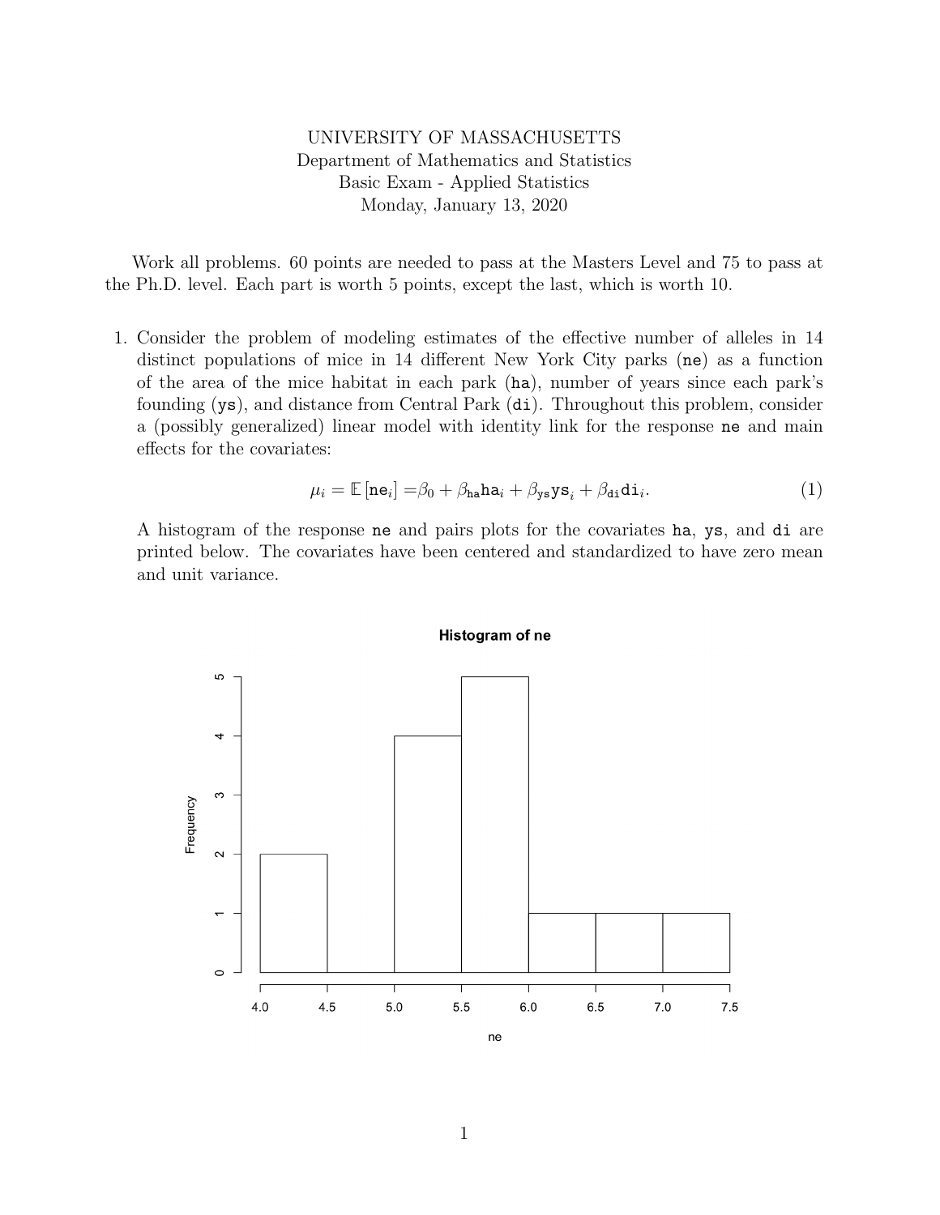UNIVERSITY OF MASSACHUSETTS
Department of Mathematics and Statistics
Basic Exam - Applied Statistics
Monday, January 13, 2020

Work all problems. 60 points are needed to pass at the Masters Level and 75 to pass at the Ph.D. level. Each part is worth 5 points, except the last, which is worth 10.

1. Consider the problem of modeling estimates of the effective number of alleles in 14 distinct populations of mice in 14 different New York City parks (`ne`) as a function of the area of the mice habitat in each park (`ha`), number of years since each park's founding (`ys`), and distance from Central Park (`di`). Throughout this problem, consider a (possibly generalized) linear model with identity link for the response `ne` and main effects for the covariates:

$$\mu_i = \mathbb{E}[\texttt{ne}_i] = \beta_0 + \beta_{\texttt{ha}}\texttt{ha}_i + \beta_{\texttt{ys}}\texttt{ys}_i + \beta_{\texttt{di}}\texttt{di}_i. \tag{1}$$

A histogram of the response `ne` and pairs plots for the covariates `ha`, `ys`, and `di` are printed below. The covariates have been centered and standardized to have zero mean and unit variance.

**Histogram of ne**

| ne (bin) | Frequency |
|---|---|
| 4.0–4.5 | 2 |
| 4.5–5.0 | 0 |
| 5.0–5.5 | 4 |
| 5.5–6.0 | 5 |
| 6.0–6.5 | 1 |
| 6.5–7.0 | 1 |
| 7.0–7.5 | 1 |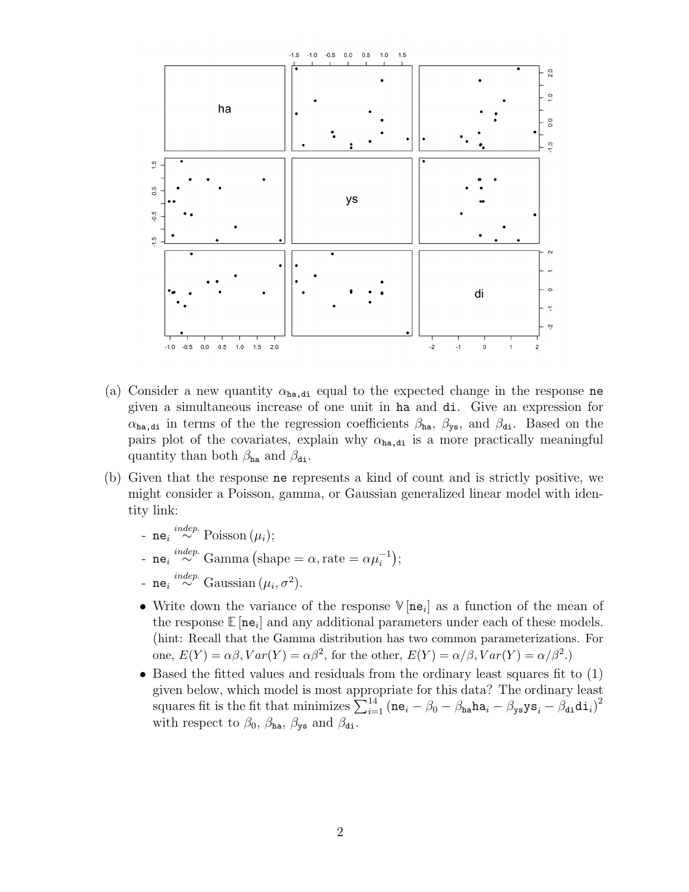(a) Consider a new quantity $\alpha_{\texttt{ha},\texttt{di}}$ equal to the expected change in the response `ne` given a simultaneous increase of one unit in `ha` and `di`. Give an expression for $\alpha_{\texttt{ha},\texttt{di}}$ in terms of the the regression coefficients $\beta_{\texttt{ha}}$, $\beta_{\texttt{ys}}$, and $\beta_{\texttt{di}}$. Based on the pairs plot of the covariates, explain why $\alpha_{\texttt{ha},\texttt{di}}$ is a more practically meaningful quantity than both $\beta_{\texttt{ha}}$ and $\beta_{\texttt{di}}$.

(b) Given that the response `ne` represents a kind of count and is strictly positive, we might consider a Poisson, gamma, or Gaussian generalized linear model with identity link:

- $\texttt{ne}_i \overset{indep.}{\sim} \text{Poisson}(\mu_i)$;
- $\texttt{ne}_i \overset{indep.}{\sim} \text{Gamma}\left(\text{shape} = \alpha, \text{rate} = \alpha\mu_i^{-1}\right)$;
- $\texttt{ne}_i \overset{indep.}{\sim} \text{Gaussian}(\mu_i, \sigma^2)$.

- Write down the variance of the response $\mathbb{V}[\texttt{ne}_i]$ as a function of the mean of the response $\mathbb{E}[\texttt{ne}_i]$ and any additional parameters under each of these models. (hint: Recall that the Gamma distribution has two common parameterizations. For one, $E(Y) = \alpha\beta, Var(Y) = \alpha\beta^2$, for the other, $E(Y) = \alpha/\beta, Var(Y) = \alpha/\beta^2$.)
- Based the fitted values and residuals from the ordinary least squares fit to (1) given below, which model is most appropriate for this data? The ordinary least squares fit is the fit that minimizes $\sum_{i=1}^{14}(\texttt{ne}_i - \beta_0 - \beta_{\texttt{ha}}\texttt{ha}_i - \beta_{\texttt{ys}}\texttt{ys}_i - \beta_{\texttt{di}}\texttt{di}_i)^2$ with respect to $\beta_0$, $\beta_{\texttt{ha}}$, $\beta_{\texttt{ys}}$ and $\beta_{\texttt{di}}$.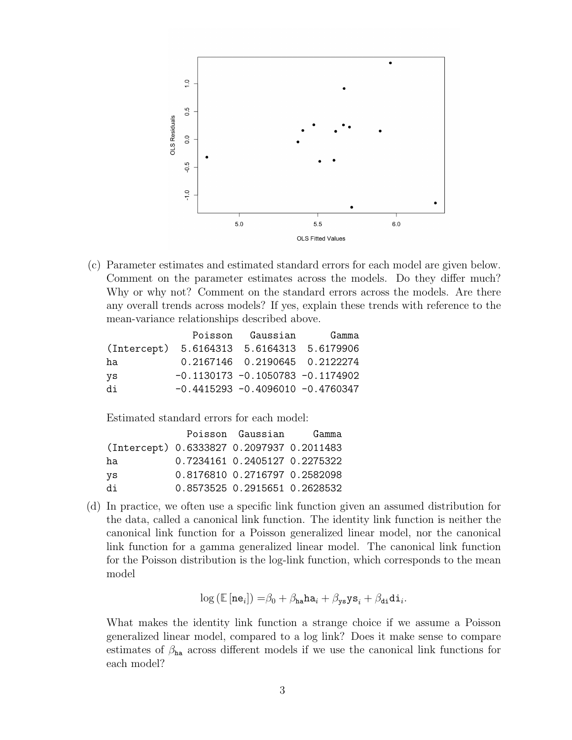(c) Parameter estimates and estimated standard errors for each model are given below. Comment on the parameter estimates across the models. Do they differ much? Why or why not? Comment on the standard errors across the models. Are there any overall trends across models? If yes, explain these trends with reference to the mean-variance relationships described above.

```
              Poisson   Gaussian      Gamma
(Intercept)  5.6164313  5.6164313  5.6179906
ha           0.2167146  0.2190645  0.2122274
ys          -0.1130173 -0.1050783 -0.1174902
di          -0.4415293 -0.4096010 -0.4760347
```

Estimated standard errors for each model:

```
              Poisson  Gaussian     Gamma
(Intercept) 0.6333827 0.2097937 0.2011483
ha          0.7234161 0.2405127 0.2275322
ys          0.8176810 0.2716797 0.2582098
di          0.8573525 0.2915651 0.2628532
```

(d) In practice, we often use a specific link function given an assumed distribution for the data, called a canonical link function. The identity link function is neither the canonical link function for a Poisson generalized linear model, nor the canonical link function for a gamma generalized linear model. The canonical link function for the Poisson distribution is the log-link function, which corresponds to the mean model

$$\log\left(\mathbb{E}\left[\texttt{ne}_i\right]\right) = \beta_0 + \beta_{\texttt{ha}}\texttt{ha}_i + \beta_{\texttt{ys}}\texttt{ys}_i + \beta_{\texttt{di}}\texttt{di}_i.$$

What makes the identity link function a strange choice if we assume a Poisson generalized linear model, compared to a log link? Does it make sense to compare estimates of $\beta_{\texttt{ha}}$ across different models if we use the canonical link functions for each model?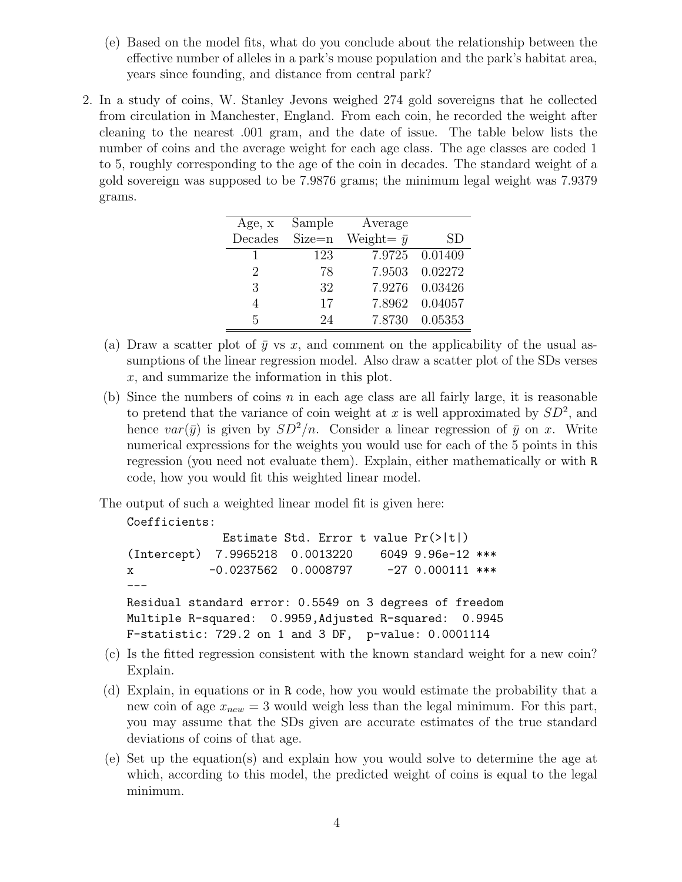(e) Based on the model fits, what do you conclude about the relationship between the effective number of alleles in a park's mouse population and the park's habitat area, years since founding, and distance from central park?

2. In a study of coins, W. Stanley Jevons weighed 274 gold sovereigns that he collected from circulation in Manchester, England. From each coin, he recorded the weight after cleaning to the nearest .001 gram, and the date of issue. The table below lists the number of coins and the average weight for each age class. The age classes are coded 1 to 5, roughly corresponding to the age of the coin in decades. The standard weight of a gold sovereign was supposed to be 7.9876 grams; the minimum legal weight was 7.9379 grams.

| Age, x Decades | Sample Size=n | Average Weight= $\bar{y}$ | SD |
|---|---|---|---|
| 1 | 123 | 7.9725 | 0.01409 |
| 2 | 78 | 7.9503 | 0.02272 |
| 3 | 32 | 7.9276 | 0.03426 |
| 4 | 17 | 7.8962 | 0.04057 |
| 5 | 24 | 7.8730 | 0.05353 |

(a) Draw a scatter plot of $\bar{y}$ vs $x$, and comment on the applicability of the usual assumptions of the linear regression model. Also draw a scatter plot of the SDs verses $x$, and summarize the information in this plot.

(b) Since the numbers of coins $n$ in each age class are all fairly large, it is reasonable to pretend that the variance of coin weight at $x$ is well approximated by $SD^2$, and hence $var(\bar{y})$ is given by $SD^2/n$. Consider a linear regression of $\bar{y}$ on $x$. Write numerical expressions for the weights you would use for each of the 5 points in this regression (you need not evaluate them). Explain, either mathematically or with R code, how you would fit this weighted linear model.

The output of such a weighted linear model fit is given here:

```
Coefficients:
             Estimate Std. Error t value Pr(>|t|)
(Intercept)  7.9965218  0.0013220    6049 9.96e-12 ***
x           -0.0237562  0.0008797     -27 0.000111 ***
---
Residual standard error: 0.5549 on 3 degrees of freedom
Multiple R-squared:  0.9959,Adjusted R-squared:  0.9945
F-statistic: 729.2 on 1 and 3 DF,  p-value: 0.0001114
```

(c) Is the fitted regression consistent with the known standard weight for a new coin? Explain.

(d) Explain, in equations or in R code, how you would estimate the probability that a new coin of age $x_{new} = 3$ would weigh less than the legal minimum. For this part, you may assume that the SDs given are accurate estimates of the true standard deviations of coins of that age.

(e) Set up the equation(s) and explain how you would solve to determine the age at which, according to this model, the predicted weight of coins is equal to the legal minimum.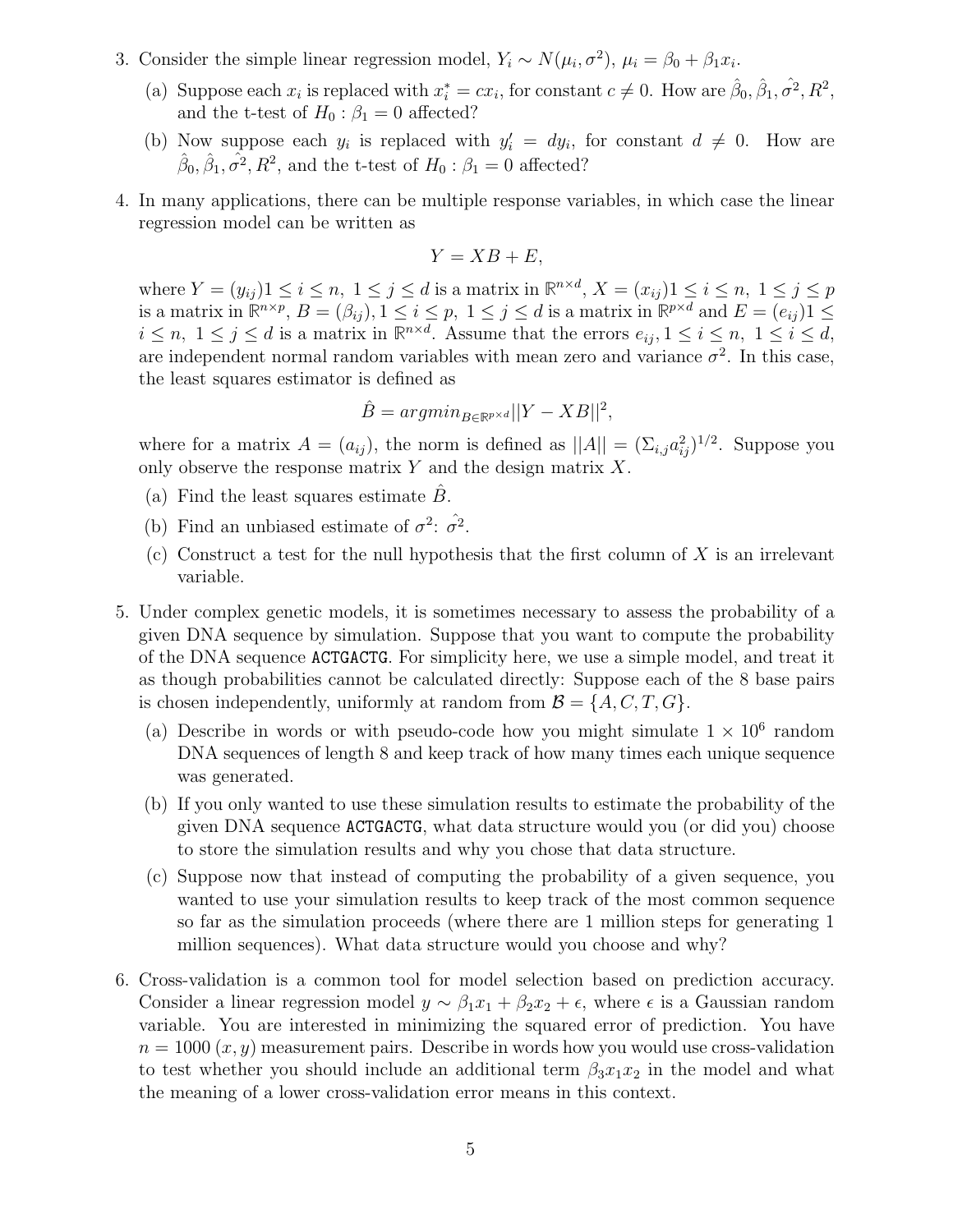3. Consider the simple linear regression model, $Y_i \sim N(\mu_i, \sigma^2)$, $\mu_i = \beta_0 + \beta_1 x_i$.

   (a) Suppose each $x_i$ is replaced with $x_i^* = cx_i$, for constant $c \neq 0$. How are $\hat{\beta}_0, \hat{\beta}_1, \hat{\sigma^2}, R^2$, and the t-test of $H_0 : \beta_1 = 0$ affected?

   (b) Now suppose each $y_i$ is replaced with $y_i' = dy_i$, for constant $d \neq 0$. How are $\hat{\beta}_0, \hat{\beta}_1, \hat{\sigma^2}, R^2$, and the t-test of $H_0 : \beta_1 = 0$ affected?

4. In many applications, there can be multiple response variables, in which case the linear regression model can be written as

$$Y = XB + E,$$

   where $Y = (y_{ij})1 \leq i \leq n,\ 1 \leq j \leq d$ is a matrix in $\mathbb{R}^{n\times d}$, $X = (x_{ij})1 \leq i \leq n,\ 1 \leq j \leq p$ is a matrix in $\mathbb{R}^{n\times p}$, $B = (\beta_{ij}), 1 \leq i \leq p,\ 1 \leq j \leq d$ is a matrix in $\mathbb{R}^{p\times d}$ and $E = (e_{ij})1 \leq i \leq n,\ 1 \leq j \leq d$ is a matrix in $\mathbb{R}^{n\times d}$. Assume that the errors $e_{ij}, 1 \leq i \leq n,\ 1 \leq i \leq d$, are independent normal random variables with mean zero and variance $\sigma^2$. In this case, the least squares estimator is defined as

$$\hat{B} = argmin_{B\in\mathbb{R}^{p\times d}}||Y - XB||^2,$$

   where for a matrix $A = (a_{ij})$, the norm is defined as $||A|| = (\Sigma_{i,j}a_{ij}^2)^{1/2}$. Suppose you only observe the response matrix $Y$ and the design matrix $X$.

   (a) Find the least squares estimate $\hat{B}$.

   (b) Find an unbiased estimate of $\sigma^2$: $\hat{\sigma^2}$.

   (c) Construct a test for the null hypothesis that the first column of $X$ is an irrelevant variable.

5. Under complex genetic models, it is sometimes necessary to assess the probability of a given DNA sequence by simulation. Suppose that you want to compute the probability of the DNA sequence `ACTGACTG`. For simplicity here, we use a simple model, and treat it as though probabilities cannot be calculated directly: Suppose each of the 8 base pairs is chosen independently, uniformly at random from $\mathcal{B} = \{A, C, T, G\}$.

   (a) Describe in words or with pseudo-code how you might simulate $1 \times 10^6$ random DNA sequences of length 8 and keep track of how many times each unique sequence was generated.

   (b) If you only wanted to use these simulation results to estimate the probability of the given DNA sequence `ACTGACTG`, what data structure would you (or did you) choose to store the simulation results and why you chose that data structure.

   (c) Suppose now that instead of computing the probability of a given sequence, you wanted to use your simulation results to keep track of the most common sequence so far as the simulation proceeds (where there are 1 million steps for generating 1 million sequences). What data structure would you choose and why?

6. Cross-validation is a common tool for model selection based on prediction accuracy. Consider a linear regression model $y \sim \beta_1 x_1 + \beta_2 x_2 + \epsilon$, where $\epsilon$ is a Gaussian random variable. You are interested in minimizing the squared error of prediction. You have $n = 1000$ $(x, y)$ measurement pairs. Describe in words how you would use cross-validation to test whether you should include an additional term $\beta_3 x_1 x_2$ in the model and what the meaning of a lower cross-validation error means in this context.